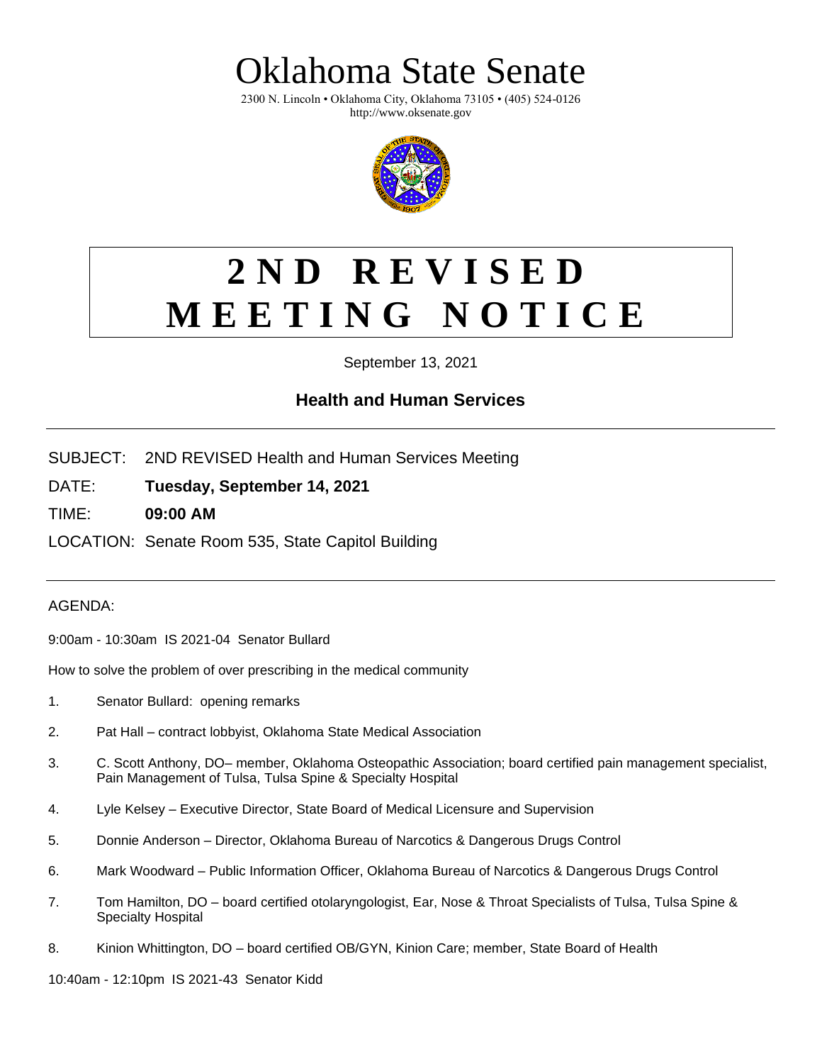# Oklahoma State Senate

2300 N. Lincoln • Oklahoma City, Oklahoma 73105 • (405) 524-0126
http://www.oksenate.gov

# 2ND REVISED MEETING NOTICE

September 13, 2021

## Health and Human Services

SUBJECT: 2ND REVISED Health and Human Services Meeting

DATE: **Tuesday, September 14, 2021**

TIME: **09:00 AM**

LOCATION: Senate Room 535, State Capitol Building

AGENDA:

9:00am - 10:30am IS 2021-04 Senator Bullard

How to solve the problem of over prescribing in the medical community

1. Senator Bullard: opening remarks
2. Pat Hall – contract lobbyist, Oklahoma State Medical Association
3. C. Scott Anthony, DO– member, Oklahoma Osteopathic Association; board certified pain management specialist, Pain Management of Tulsa, Tulsa Spine & Specialty Hospital
4. Lyle Kelsey – Executive Director, State Board of Medical Licensure and Supervision
5. Donnie Anderson – Director, Oklahoma Bureau of Narcotics & Dangerous Drugs Control
6. Mark Woodward – Public Information Officer, Oklahoma Bureau of Narcotics & Dangerous Drugs Control
7. Tom Hamilton, DO – board certified otolaryngologist, Ear, Nose & Throat Specialists of Tulsa, Tulsa Spine & Specialty Hospital
8. Kinion Whittington, DO – board certified OB/GYN, Kinion Care; member, State Board of Health

10:40am - 12:10pm IS 2021-43 Senator Kidd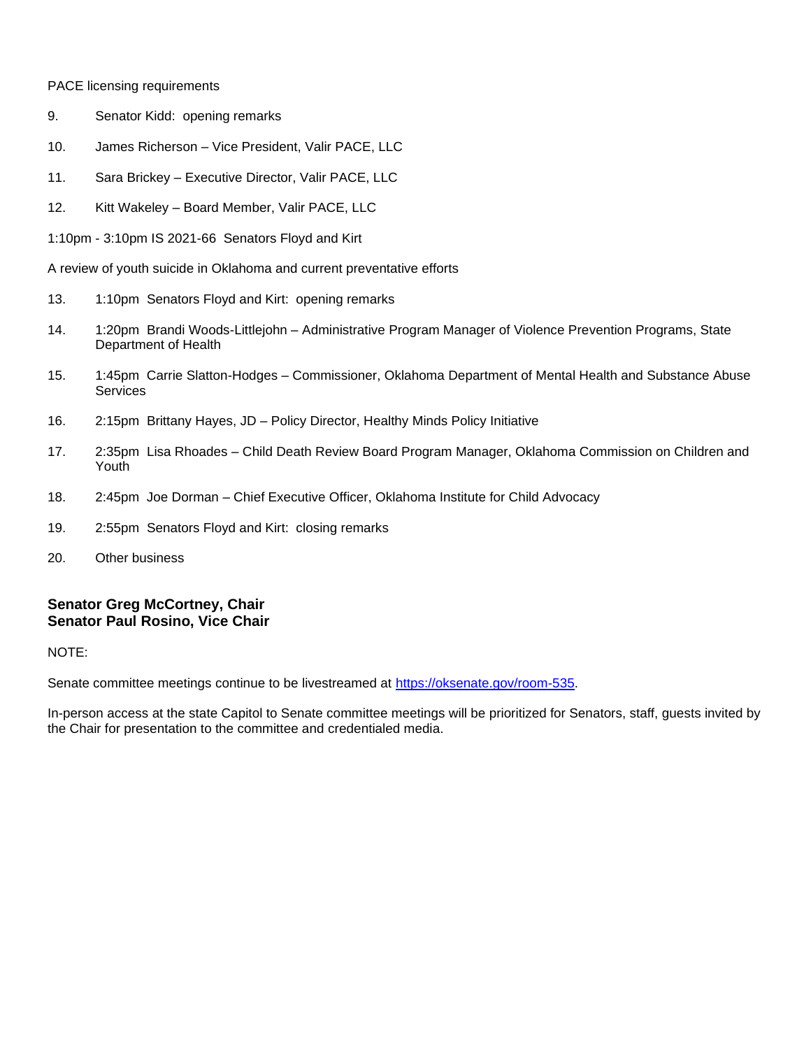PACE licensing requirements

9. Senator Kidd: opening remarks

10. James Richerson – Vice President, Valir PACE, LLC

11. Sara Brickey – Executive Director, Valir PACE, LLC

12. Kitt Wakeley – Board Member, Valir PACE, LLC

1:10pm - 3:10pm IS 2021-66 Senators Floyd and Kirt

A review of youth suicide in Oklahoma and current preventative efforts

13. 1:10pm Senators Floyd and Kirt: opening remarks

14. 1:20pm Brandi Woods-Littlejohn – Administrative Program Manager of Violence Prevention Programs, State Department of Health

15. 1:45pm Carrie Slatton-Hodges – Commissioner, Oklahoma Department of Mental Health and Substance Abuse Services

16. 2:15pm Brittany Hayes, JD – Policy Director, Healthy Minds Policy Initiative

17. 2:35pm Lisa Rhoades – Child Death Review Board Program Manager, Oklahoma Commission on Children and Youth

18. 2:45pm Joe Dorman – Chief Executive Officer, Oklahoma Institute for Child Advocacy

19. 2:55pm Senators Floyd and Kirt: closing remarks

20. Other business

**Senator Greg McCortney, Chair**
**Senator Paul Rosino, Vice Chair**

NOTE:

Senate committee meetings continue to be livestreamed at https://oksenate.gov/room-535.

In-person access at the state Capitol to Senate committee meetings will be prioritized for Senators, staff, guests invited by the Chair for presentation to the committee and credentialed media.